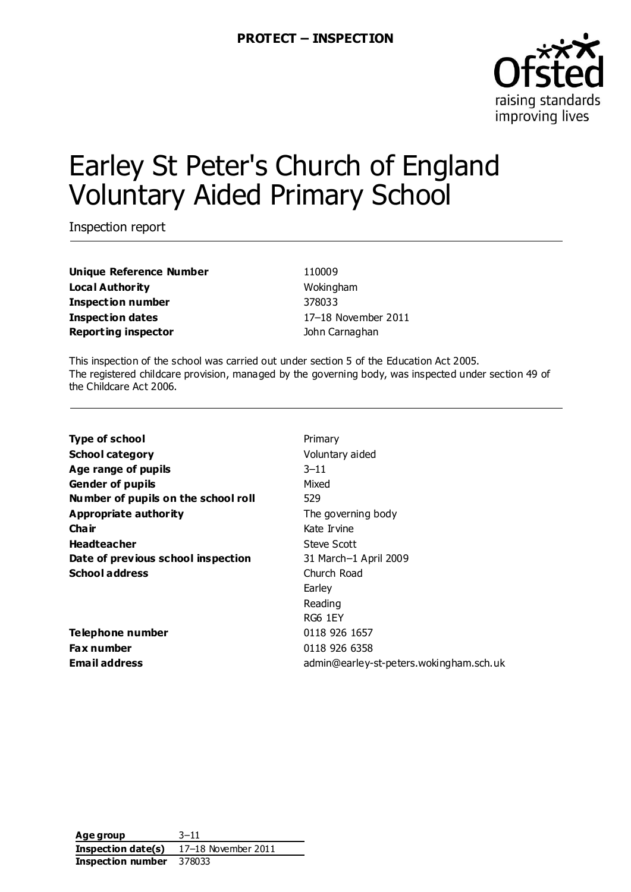**PROTECT – INSPECTION**

# Earley St Peter's Church of England Voluntary Aided Primary School

Inspection report

| | |
|---|---|
| **Unique Reference Number** | 110009 |
| **Local Authority** | Wokingham |
| **Inspection number** | 378033 |
| **Inspection dates** | 17–18 November 2011 |
| **Reporting inspector** | John Carnaghan |

This inspection of the school was carried out under section 5 of the Education Act 2005. The registered childcare provision, managed by the governing body, was inspected under section 49 of the Childcare Act 2006.

| | |
|---|---|
| **Type of school** | Primary |
| **School category** | Voluntary aided |
| **Age range of pupils** | 3–11 |
| **Gender of pupils** | Mixed |
| **Number of pupils on the school roll** | 529 |
| **Appropriate authority** | The governing body |
| **Chair** | Kate Irvine |
| **Headteacher** | Steve Scott |
| **Date of previous school inspection** | 31 March–1 April 2009 |
| **School address** | Church Road<br>Earley<br>Reading<br>RG6 1EY |
| **Telephone number** | 0118 926 1657 |
| **Fax number** | 0118 926 6358 |
| **Email address** | admin@earley-st-peters.wokingham.sch.uk |

| | |
|---|---|
| **Age group** | 3–11 |
| **Inspection date(s)** | 17–18 November 2011 |
| **Inspection number** | 378033 |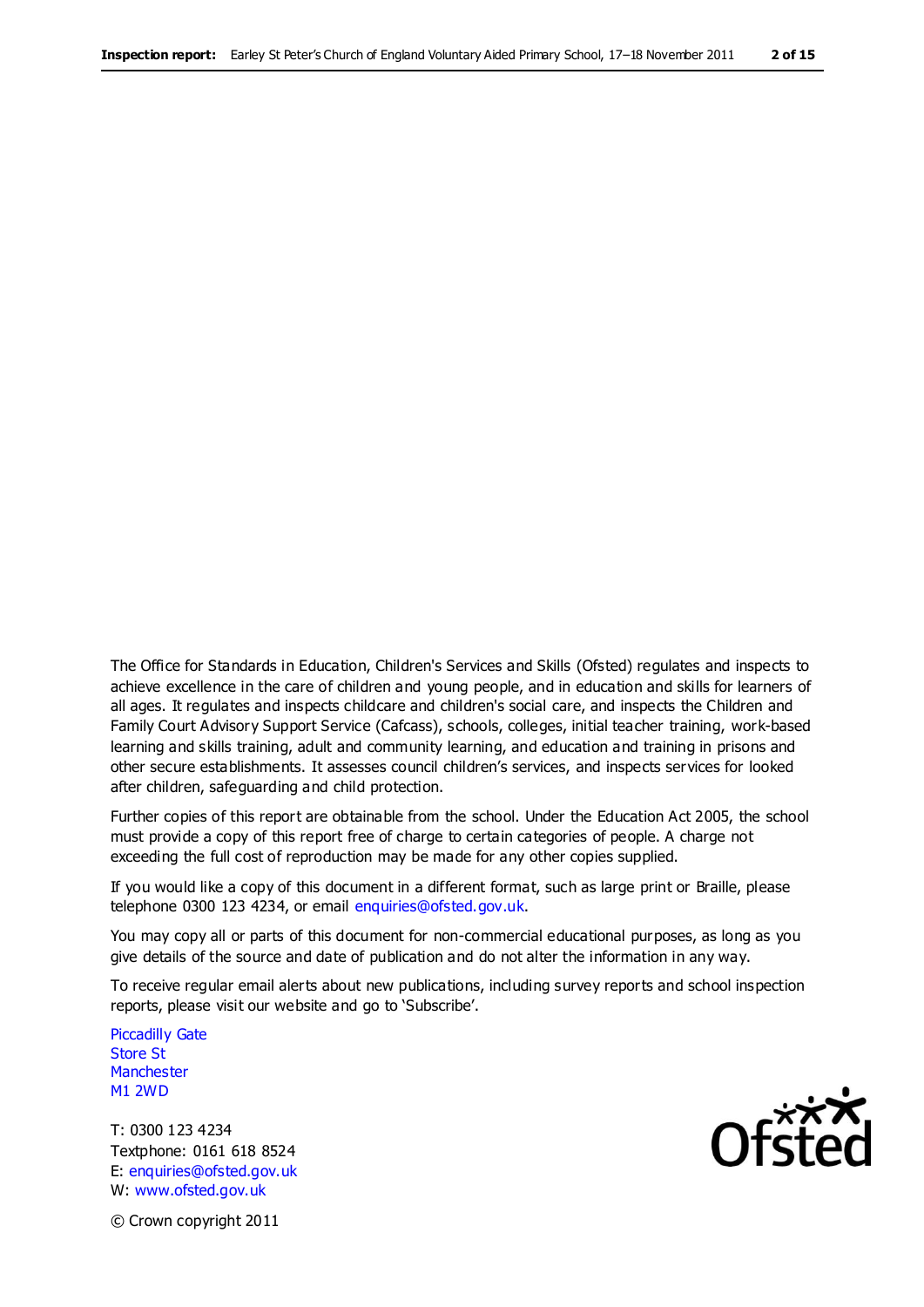The Office for Standards in Education, Children's Services and Skills (Ofsted) regulates and inspects to achieve excellence in the care of children and young people, and in education and skills for learners of all ages. It regulates and inspects childcare and children's social care, and inspects the Children and Family Court Advisory Support Service (Cafcass), schools, colleges, initial teacher training, work-based learning and skills training, adult and community learning, and education and training in prisons and other secure establishments. It assesses council children's services, and inspects services for looked after children, safeguarding and child protection.

Further copies of this report are obtainable from the school. Under the Education Act 2005, the school must provide a copy of this report free of charge to certain categories of people. A charge not exceeding the full cost of reproduction may be made for any other copies supplied.

If you would like a copy of this document in a different format, such as large print or Braille, please telephone 0300 123 4234, or email enquiries@ofsted.gov.uk.

You may copy all or parts of this document for non-commercial educational purposes, as long as you give details of the source and date of publication and do not alter the information in any way.

To receive regular email alerts about new publications, including survey reports and school inspection reports, please visit our website and go to 'Subscribe'.

Piccadilly Gate
Store St
Manchester
M1 2WD

T: 0300 123 4234
Textphone: 0161 618 8524
E: enquiries@ofsted.gov.uk
W: www.ofsted.gov.uk

© Crown copyright 2011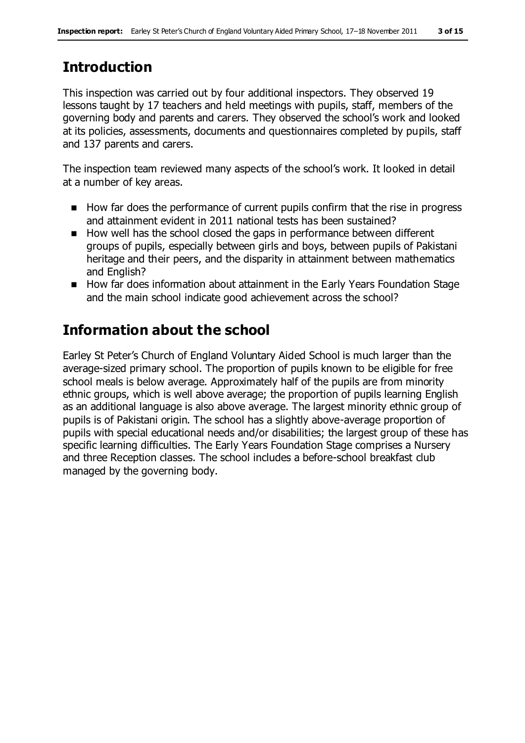## Introduction

This inspection was carried out by four additional inspectors. They observed 19 lessons taught by 17 teachers and held meetings with pupils, staff, members of the governing body and parents and carers. They observed the school's work and looked at its policies, assessments, documents and questionnaires completed by pupils, staff and 137 parents and carers.

The inspection team reviewed many aspects of the school's work. It looked in detail at a number of key areas.

- How far does the performance of current pupils confirm that the rise in progress and attainment evident in 2011 national tests has been sustained?
- How well has the school closed the gaps in performance between different groups of pupils, especially between girls and boys, between pupils of Pakistani heritage and their peers, and the disparity in attainment between mathematics and English?
- How far does information about attainment in the Early Years Foundation Stage and the main school indicate good achievement across the school?

## Information about the school

Earley St Peter's Church of England Voluntary Aided School is much larger than the average-sized primary school. The proportion of pupils known to be eligible for free school meals is below average. Approximately half of the pupils are from minority ethnic groups, which is well above average; the proportion of pupils learning English as an additional language is also above average. The largest minority ethnic group of pupils is of Pakistani origin. The school has a slightly above-average proportion of pupils with special educational needs and/or disabilities; the largest group of these has specific learning difficulties. The Early Years Foundation Stage comprises a Nursery and three Reception classes. The school includes a before-school breakfast club managed by the governing body.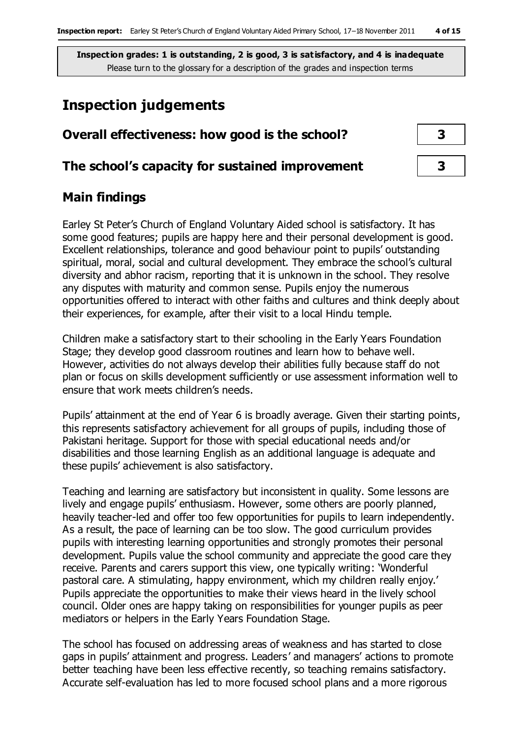**Inspection grades: 1 is outstanding, 2 is good, 3 is satisfactory, and 4 is inadequate**
Please turn to the glossary for a description of the grades and inspection terms

# Inspection judgements

| | |
|---|---|
| **Overall effectiveness: how good is the school?** | **3** |
| **The school's capacity for sustained improvement** | **3** |

## Main findings

Earley St Peter's Church of England Voluntary Aided school is satisfactory. It has some good features; pupils are happy here and their personal development is good. Excellent relationships, tolerance and good behaviour point to pupils' outstanding spiritual, moral, social and cultural development. They embrace the school's cultural diversity and abhor racism, reporting that it is unknown in the school. They resolve any disputes with maturity and common sense. Pupils enjoy the numerous opportunities offered to interact with other faiths and cultures and think deeply about their experiences, for example, after their visit to a local Hindu temple.

Children make a satisfactory start to their schooling in the Early Years Foundation Stage; they develop good classroom routines and learn how to behave well. However, activities do not always develop their abilities fully because staff do not plan or focus on skills development sufficiently or use assessment information well to ensure that work meets children's needs.

Pupils' attainment at the end of Year 6 is broadly average. Given their starting points, this represents satisfactory achievement for all groups of pupils, including those of Pakistani heritage. Support for those with special educational needs and/or disabilities and those learning English as an additional language is adequate and these pupils' achievement is also satisfactory.

Teaching and learning are satisfactory but inconsistent in quality. Some lessons are lively and engage pupils' enthusiasm. However, some others are poorly planned, heavily teacher-led and offer too few opportunities for pupils to learn independently. As a result, the pace of learning can be too slow. The good curriculum provides pupils with interesting learning opportunities and strongly promotes their personal development. Pupils value the school community and appreciate the good care they receive. Parents and carers support this view, one typically writing: 'Wonderful pastoral care. A stimulating, happy environment, which my children really enjoy.' Pupils appreciate the opportunities to make their views heard in the lively school council. Older ones are happy taking on responsibilities for younger pupils as peer mediators or helpers in the Early Years Foundation Stage.

The school has focused on addressing areas of weakness and has started to close gaps in pupils' attainment and progress. Leaders' and managers' actions to promote better teaching have been less effective recently, so teaching remains satisfactory. Accurate self-evaluation has led to more focused school plans and a more rigorous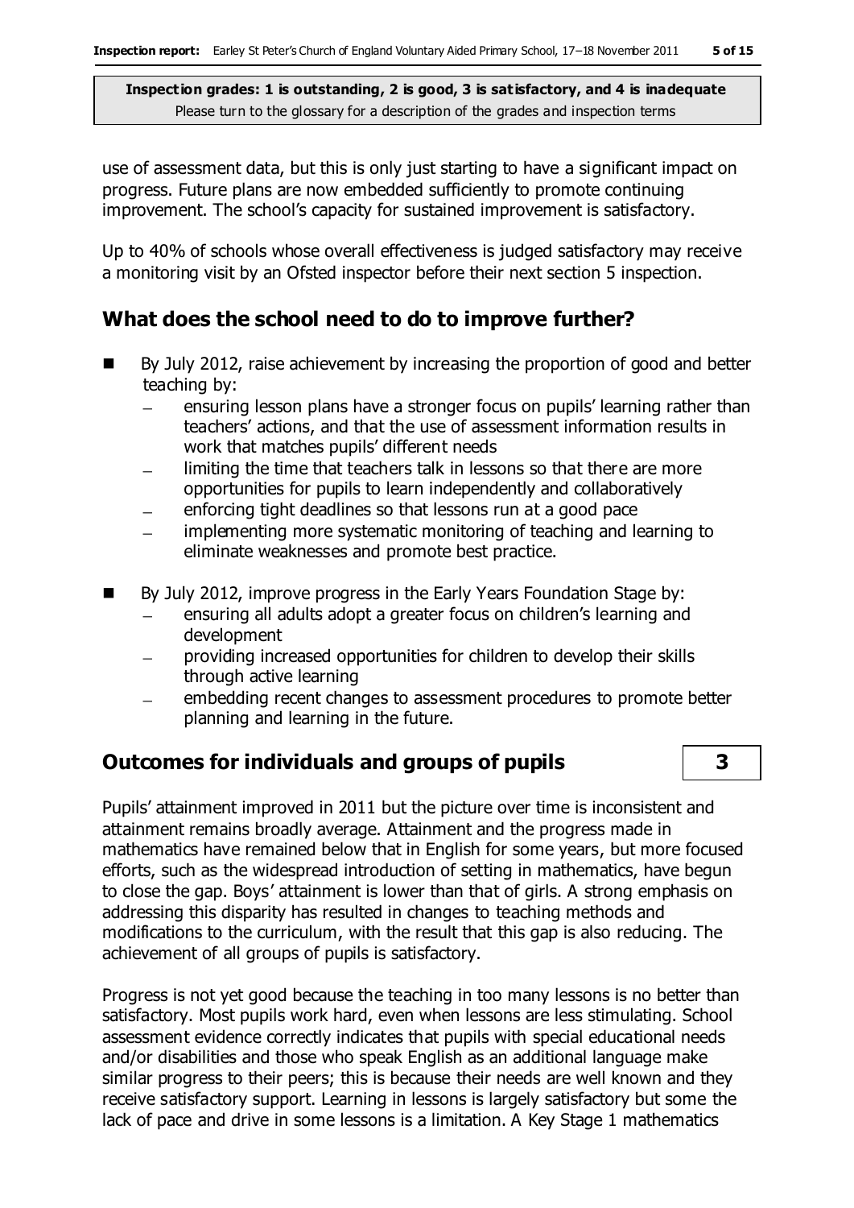use of assessment data, but this is only just starting to have a significant impact on progress. Future plans are now embedded sufficiently to promote continuing improvement. The school's capacity for sustained improvement is satisfactory.

Up to 40% of schools whose overall effectiveness is judged satisfactory may receive a monitoring visit by an Ofsted inspector before their next section 5 inspection.

## What does the school need to do to improve further?

- By July 2012, raise achievement by increasing the proportion of good and better teaching by:
  - ensuring lesson plans have a stronger focus on pupils' learning rather than teachers' actions, and that the use of assessment information results in work that matches pupils' different needs
  - limiting the time that teachers talk in lessons so that there are more opportunities for pupils to learn independently and collaboratively
  - enforcing tight deadlines so that lessons run at a good pace
  - implementing more systematic monitoring of teaching and learning to eliminate weaknesses and promote best practice.
- By July 2012, improve progress in the Early Years Foundation Stage by:
  - ensuring all adults adopt a greater focus on children's learning and development
  - providing increased opportunities for children to develop their skills through active learning
  - embedding recent changes to assessment procedures to promote better planning and learning in the future.

## Outcomes for individuals and groups of pupils — 3

Pupils' attainment improved in 2011 but the picture over time is inconsistent and attainment remains broadly average. Attainment and the progress made in mathematics have remained below that in English for some years, but more focused efforts, such as the widespread introduction of setting in mathematics, have begun to close the gap. Boys' attainment is lower than that of girls. A strong emphasis on addressing this disparity has resulted in changes to teaching methods and modifications to the curriculum, with the result that this gap is also reducing. The achievement of all groups of pupils is satisfactory.

Progress is not yet good because the teaching in too many lessons is no better than satisfactory. Most pupils work hard, even when lessons are less stimulating. School assessment evidence correctly indicates that pupils with special educational needs and/or disabilities and those who speak English as an additional language make similar progress to their peers; this is because their needs are well known and they receive satisfactory support. Learning in lessons is largely satisfactory but some the lack of pace and drive in some lessons is a limitation. A Key Stage 1 mathematics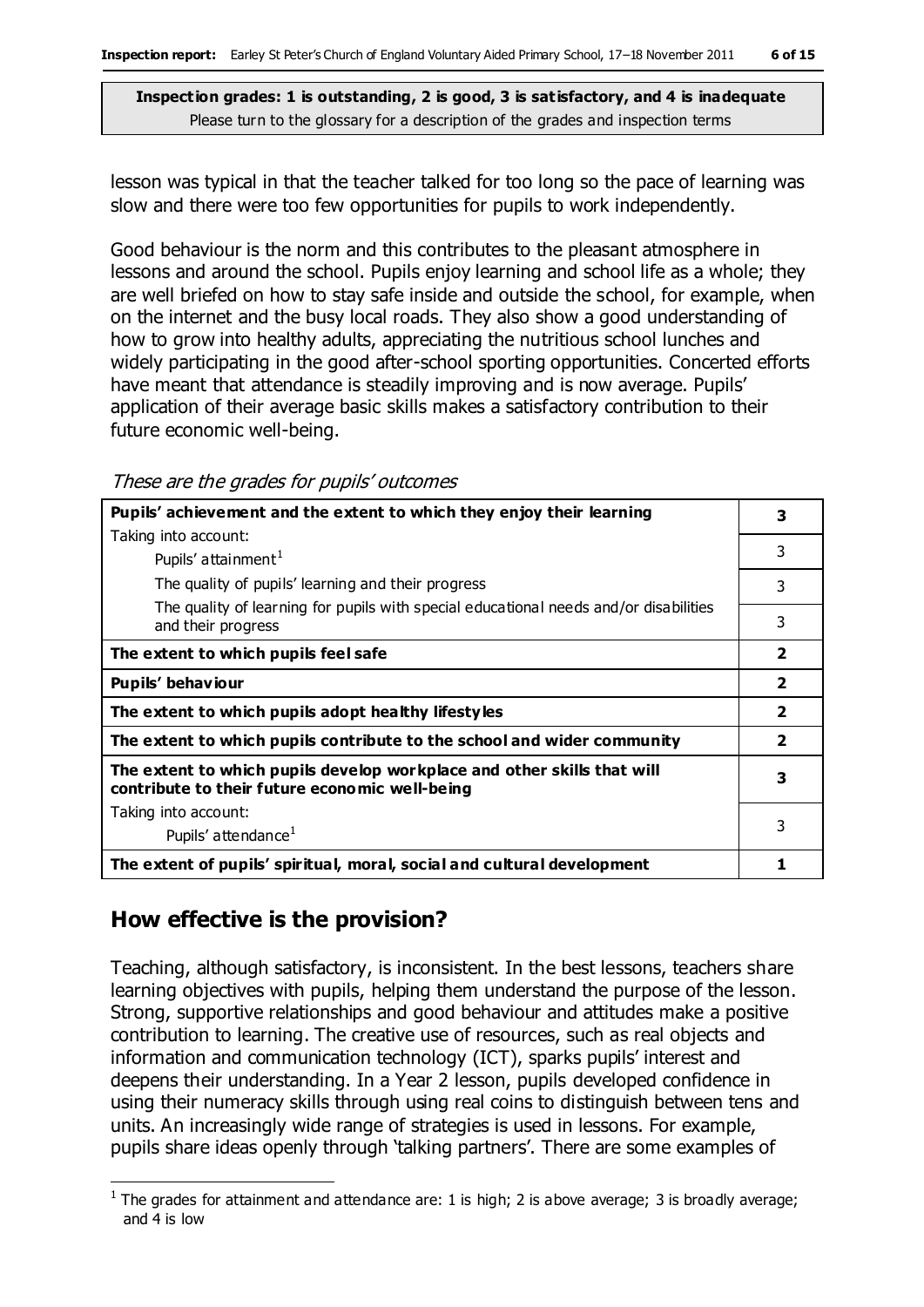lesson was typical in that the teacher talked for too long so the pace of learning was slow and there were too few opportunities for pupils to work independently.

Good behaviour is the norm and this contributes to the pleasant atmosphere in lessons and around the school. Pupils enjoy learning and school life as a whole; they are well briefed on how to stay safe inside and outside the school, for example, when on the internet and the busy local roads. They also show a good understanding of how to grow into healthy adults, appreciating the nutritious school lunches and widely participating in the good after-school sporting opportunities. Concerted efforts have meant that attendance is steadily improving and is now average. Pupils' application of their average basic skills makes a satisfactory contribution to their future economic well-being.

*These are the grades for pupils' outcomes*

| | |
|---|---|
| **Pupils' achievement and the extent to which they enjoy their learning** | **3** |
| Taking into account: Pupils' attainment[1] | 3 |
| The quality of pupils' learning and their progress | 3 |
| The quality of learning for pupils with special educational needs and/or disabilities and their progress | 3 |
| **The extent to which pupils feel safe** | **2** |
| **Pupils' behaviour** | **2** |
| **The extent to which pupils adopt healthy lifestyles** | **2** |
| **The extent to which pupils contribute to the school and wider community** | **2** |
| **The extent to which pupils develop workplace and other skills that will contribute to their future economic well-being** | **3** |
| Taking into account: Pupils' attendance[1] | 3 |
| **The extent of pupils' spiritual, moral, social and cultural development** | **1** |

## How effective is the provision?

Teaching, although satisfactory, is inconsistent. In the best lessons, teachers share learning objectives with pupils, helping them understand the purpose of the lesson. Strong, supportive relationships and good behaviour and attitudes make a positive contribution to learning. The creative use of resources, such as real objects and information and communication technology (ICT), sparks pupils' interest and deepens their understanding. In a Year 2 lesson, pupils developed confidence in using their numeracy skills through using real coins to distinguish between tens and units. An increasingly wide range of strategies is used in lessons. For example, pupils share ideas openly through 'talking partners'. There are some examples of

[1] The grades for attainment and attendance are: 1 is high; 2 is above average; 3 is broadly average; and 4 is low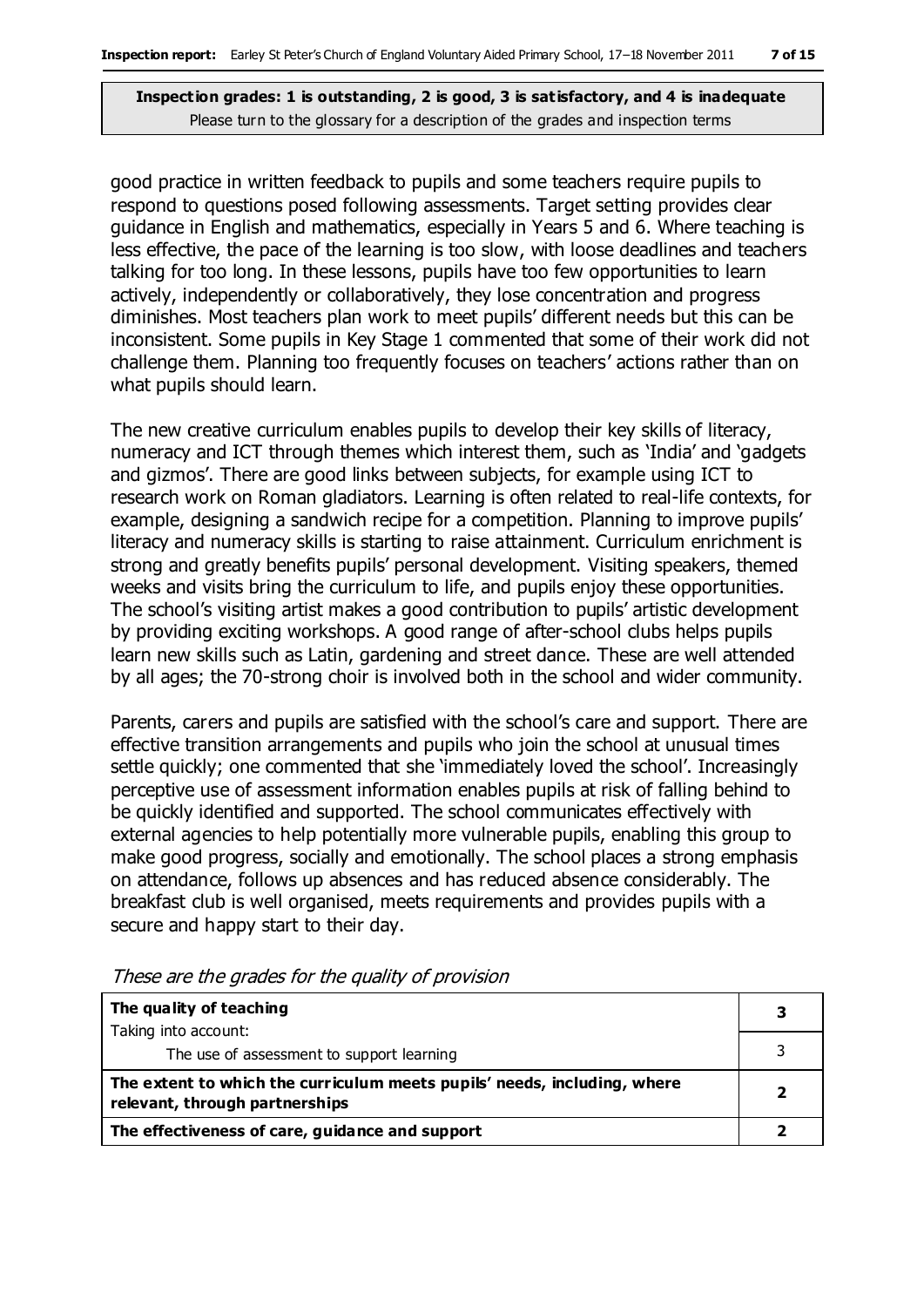**Inspection grades: 1 is outstanding, 2 is good, 3 is satisfactory, and 4 is inadequate**
Please turn to the glossary for a description of the grades and inspection terms

good practice in written feedback to pupils and some teachers require pupils to respond to questions posed following assessments. Target setting provides clear guidance in English and mathematics, especially in Years 5 and 6. Where teaching is less effective, the pace of the learning is too slow, with loose deadlines and teachers talking for too long. In these lessons, pupils have too few opportunities to learn actively, independently or collaboratively, they lose concentration and progress diminishes. Most teachers plan work to meet pupils' different needs but this can be inconsistent. Some pupils in Key Stage 1 commented that some of their work did not challenge them. Planning too frequently focuses on teachers' actions rather than on what pupils should learn.

The new creative curriculum enables pupils to develop their key skills of literacy, numeracy and ICT through themes which interest them, such as 'India' and 'gadgets and gizmos'. There are good links between subjects, for example using ICT to research work on Roman gladiators. Learning is often related to real-life contexts, for example, designing a sandwich recipe for a competition. Planning to improve pupils' literacy and numeracy skills is starting to raise attainment. Curriculum enrichment is strong and greatly benefits pupils' personal development. Visiting speakers, themed weeks and visits bring the curriculum to life, and pupils enjoy these opportunities. The school's visiting artist makes a good contribution to pupils' artistic development by providing exciting workshops. A good range of after-school clubs helps pupils learn new skills such as Latin, gardening and street dance. These are well attended by all ages; the 70-strong choir is involved both in the school and wider community.

Parents, carers and pupils are satisfied with the school's care and support. There are effective transition arrangements and pupils who join the school at unusual times settle quickly; one commented that she 'immediately loved the school'. Increasingly perceptive use of assessment information enables pupils at risk of falling behind to be quickly identified and supported. The school communicates effectively with external agencies to help potentially more vulnerable pupils, enabling this group to make good progress, socially and emotionally. The school places a strong emphasis on attendance, follows up absences and has reduced absence considerably. The breakfast club is well organised, meets requirements and provides pupils with a secure and happy start to their day.

*These are the grades for the quality of provision*

| | |
|---|---|
| **The quality of teaching** | **3** |
| Taking into account: The use of assessment to support learning | 3 |
| **The extent to which the curriculum meets pupils' needs, including, where relevant, through partnerships** | **2** |
| **The effectiveness of care, guidance and support** | **2** |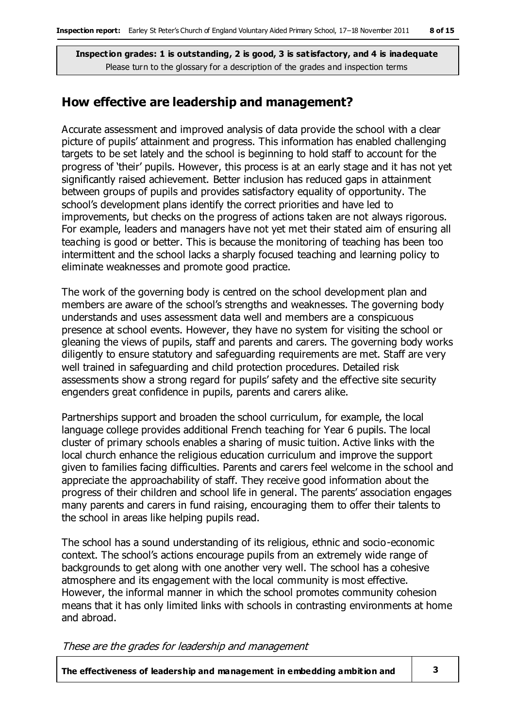**Inspection grades: 1 is outstanding, 2 is good, 3 is satisfactory, and 4 is inadequate**
Please turn to the glossary for a description of the grades and inspection terms

## How effective are leadership and management?

Accurate assessment and improved analysis of data provide the school with a clear picture of pupils' attainment and progress. This information has enabled challenging targets to be set lately and the school is beginning to hold staff to account for the progress of 'their' pupils. However, this process is at an early stage and it has not yet significantly raised achievement. Better inclusion has reduced gaps in attainment between groups of pupils and provides satisfactory equality of opportunity. The school's development plans identify the correct priorities and have led to improvements, but checks on the progress of actions taken are not always rigorous. For example, leaders and managers have not yet met their stated aim of ensuring all teaching is good or better. This is because the monitoring of teaching has been too intermittent and the school lacks a sharply focused teaching and learning policy to eliminate weaknesses and promote good practice.

The work of the governing body is centred on the school development plan and members are aware of the school's strengths and weaknesses. The governing body understands and uses assessment data well and members are a conspicuous presence at school events. However, they have no system for visiting the school or gleaning the views of pupils, staff and parents and carers. The governing body works diligently to ensure statutory and safeguarding requirements are met. Staff are very well trained in safeguarding and child protection procedures. Detailed risk assessments show a strong regard for pupils' safety and the effective site security engenders great confidence in pupils, parents and carers alike.

Partnerships support and broaden the school curriculum, for example, the local language college provides additional French teaching for Year 6 pupils. The local cluster of primary schools enables a sharing of music tuition. Active links with the local church enhance the religious education curriculum and improve the support given to families facing difficulties. Parents and carers feel welcome in the school and appreciate the approachability of staff. They receive good information about the progress of their children and school life in general. The parents' association engages many parents and carers in fund raising, encouraging them to offer their talents to the school in areas like helping pupils read.

The school has a sound understanding of its religious, ethnic and socio-economic context. The school's actions encourage pupils from an extremely wide range of backgrounds to get along with one another very well. The school has a cohesive atmosphere and its engagement with the local community is most effective. However, the informal manner in which the school promotes community cohesion means that it has only limited links with schools in contrasting environments at home and abroad.

*These are the grades for leadership and management*

| | |
|---|---|
| **The effectiveness of leadership and management in embedding ambition and** | **3** |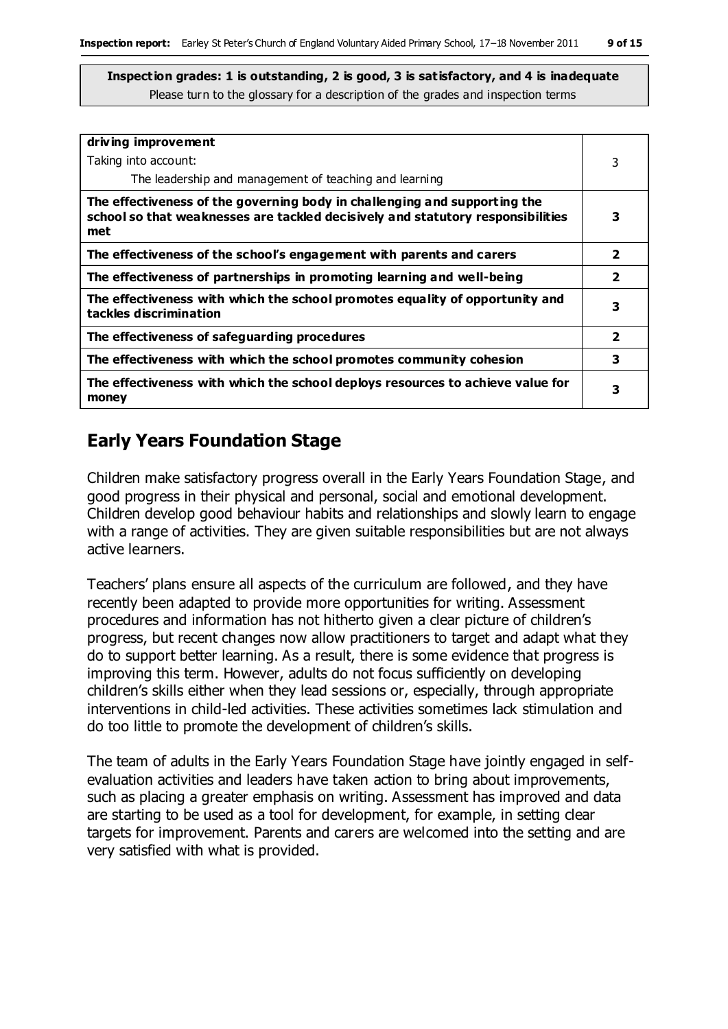**Inspection grades: 1 is outstanding, 2 is good, 3 is satisfactory, and 4 is inadequate**
Please turn to the glossary for a description of the grades and inspection terms

| | |
|---|---|
| **driving improvement**<br>Taking into account:<br>The leadership and management of teaching and learning | 3 |
| **The effectiveness of the governing body in challenging and supporting the school so that weaknesses are tackled decisively and statutory responsibilities met** | **3** |
| **The effectiveness of the school's engagement with parents and carers** | **2** |
| **The effectiveness of partnerships in promoting learning and well-being** | **2** |
| **The effectiveness with which the school promotes equality of opportunity and tackles discrimination** | **3** |
| **The effectiveness of safeguarding procedures** | **2** |
| **The effectiveness with which the school promotes community cohesion** | **3** |
| **The effectiveness with which the school deploys resources to achieve value for money** | **3** |

## Early Years Foundation Stage

Children make satisfactory progress overall in the Early Years Foundation Stage, and good progress in their physical and personal, social and emotional development. Children develop good behaviour habits and relationships and slowly learn to engage with a range of activities. They are given suitable responsibilities but are not always active learners.

Teachers' plans ensure all aspects of the curriculum are followed, and they have recently been adapted to provide more opportunities for writing. Assessment procedures and information has not hitherto given a clear picture of children's progress, but recent changes now allow practitioners to target and adapt what they do to support better learning. As a result, there is some evidence that progress is improving this term. However, adults do not focus sufficiently on developing children's skills either when they lead sessions or, especially, through appropriate interventions in child-led activities. These activities sometimes lack stimulation and do too little to promote the development of children's skills.

The team of adults in the Early Years Foundation Stage have jointly engaged in self-evaluation activities and leaders have taken action to bring about improvements, such as placing a greater emphasis on writing. Assessment has improved and data are starting to be used as a tool for development, for example, in setting clear targets for improvement. Parents and carers are welcomed into the setting and are very satisfied with what is provided.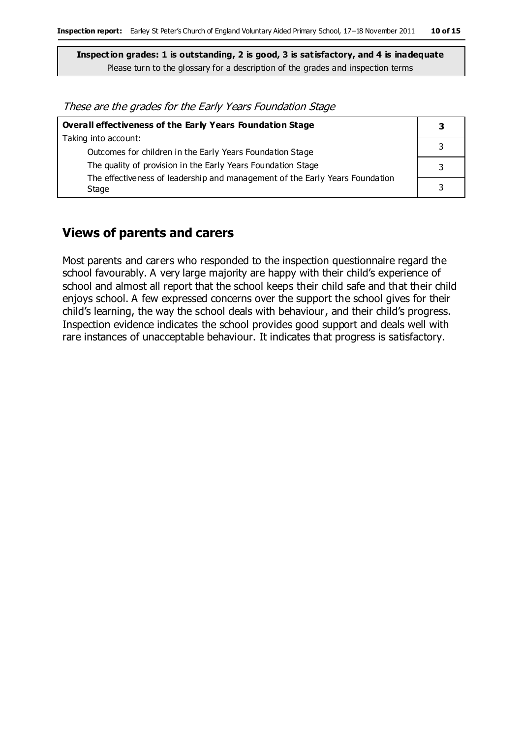**Inspection grades: 1 is outstanding, 2 is good, 3 is satisfactory, and 4 is inadequate**
Please turn to the glossary for a description of the grades and inspection terms

*These are the grades for the Early Years Foundation Stage*

| **Overall effectiveness of the Early Years Foundation Stage** | **3** |
|---|---|
| Taking into account:<br>Outcomes for children in the Early Years Foundation Stage | 3 |
| The quality of provision in the Early Years Foundation Stage | 3 |
| The effectiveness of leadership and management of the Early Years Foundation Stage | 3 |

## Views of parents and carers

Most parents and carers who responded to the inspection questionnaire regard the school favourably. A very large majority are happy with their child's experience of school and almost all report that the school keeps their child safe and that their child enjoys school. A few expressed concerns over the support the school gives for their child's learning, the way the school deals with behaviour, and their child's progress. Inspection evidence indicates the school provides good support and deals well with rare instances of unacceptable behaviour. It indicates that progress is satisfactory.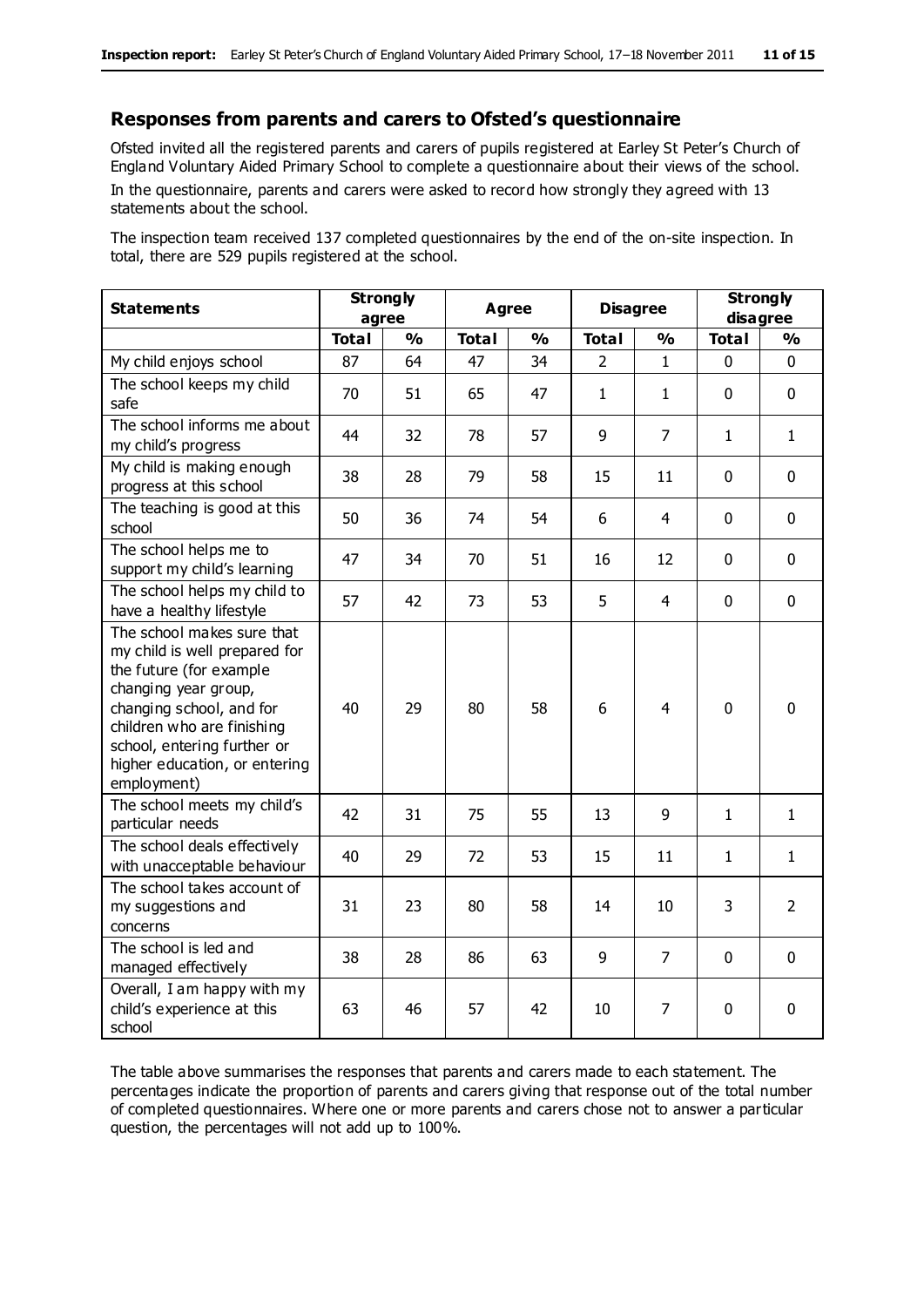## Responses from parents and carers to Ofsted's questionnaire

Ofsted invited all the registered parents and carers of pupils registered at Earley St Peter's Church of England Voluntary Aided Primary School to complete a questionnaire about their views of the school.

In the questionnaire, parents and carers were asked to record how strongly they agreed with 13 statements about the school.

The inspection team received 137 completed questionnaires by the end of the on-site inspection. In total, there are 529 pupils registered at the school.

| Statements | Strongly agree | | Agree | | Disagree | | Strongly disagree | |
|---|---|---|---|---|---|---|---|---|
| | Total | % | Total | % | Total | % | Total | % |
| My child enjoys school | 87 | 64 | 47 | 34 | 2 | 1 | 0 | 0 |
| The school keeps my child safe | 70 | 51 | 65 | 47 | 1 | 1 | 0 | 0 |
| The school informs me about my child's progress | 44 | 32 | 78 | 57 | 9 | 7 | 1 | 1 |
| My child is making enough progress at this school | 38 | 28 | 79 | 58 | 15 | 11 | 0 | 0 |
| The teaching is good at this school | 50 | 36 | 74 | 54 | 6 | 4 | 0 | 0 |
| The school helps me to support my child's learning | 47 | 34 | 70 | 51 | 16 | 12 | 0 | 0 |
| The school helps my child to have a healthy lifestyle | 57 | 42 | 73 | 53 | 5 | 4 | 0 | 0 |
| The school makes sure that my child is well prepared for the future (for example changing year group, changing school, and for children who are finishing school, entering further or higher education, or entering employment) | 40 | 29 | 80 | 58 | 6 | 4 | 0 | 0 |
| The school meets my child's particular needs | 42 | 31 | 75 | 55 | 13 | 9 | 1 | 1 |
| The school deals effectively with unacceptable behaviour | 40 | 29 | 72 | 53 | 15 | 11 | 1 | 1 |
| The school takes account of my suggestions and concerns | 31 | 23 | 80 | 58 | 14 | 10 | 3 | 2 |
| The school is led and managed effectively | 38 | 28 | 86 | 63 | 9 | 7 | 0 | 0 |
| Overall, I am happy with my child's experience at this school | 63 | 46 | 57 | 42 | 10 | 7 | 0 | 0 |

The table above summarises the responses that parents and carers made to each statement. The percentages indicate the proportion of parents and carers giving that response out of the total number of completed questionnaires. Where one or more parents and carers chose not to answer a particular question, the percentages will not add up to 100%.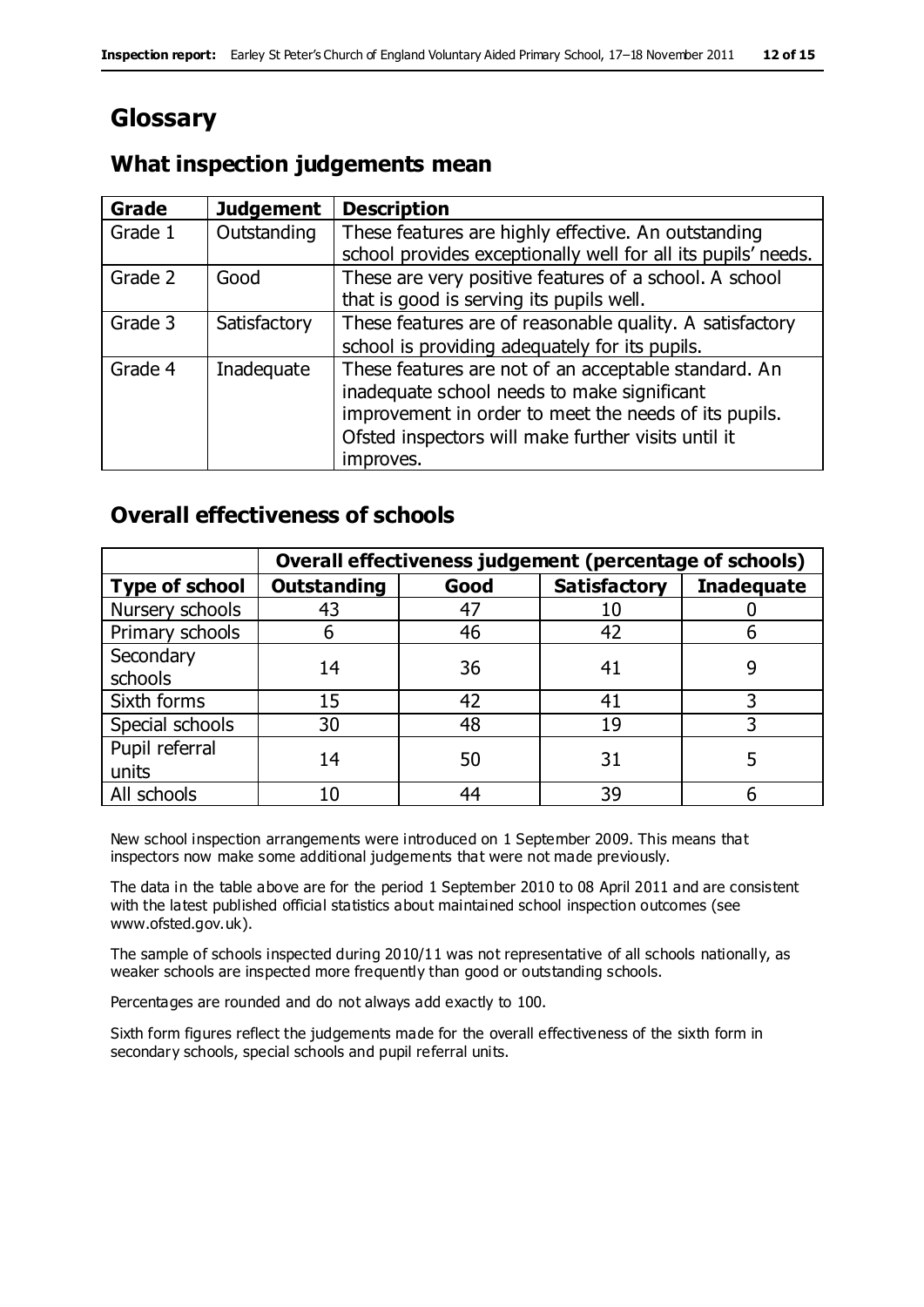# Glossary

## What inspection judgements mean

| Grade | Judgement | Description |
|---|---|---|
| Grade 1 | Outstanding | These features are highly effective. An outstanding school provides exceptionally well for all its pupils' needs. |
| Grade 2 | Good | These are very positive features of a school. A school that is good is serving its pupils well. |
| Grade 3 | Satisfactory | These features are of reasonable quality. A satisfactory school is providing adequately for its pupils. |
| Grade 4 | Inadequate | These features are not of an acceptable standard. An inadequate school needs to make significant improvement in order to meet the needs of its pupils. Ofsted inspectors will make further visits until it improves. |

## Overall effectiveness of schools

| | Overall effectiveness judgement (percentage of schools) | | | |
|---|---|---|---|---|
| **Type of school** | **Outstanding** | **Good** | **Satisfactory** | **Inadequate** |
| Nursery schools | 43 | 47 | 10 | 0 |
| Primary schools | 6 | 46 | 42 | 6 |
| Secondary schools | 14 | 36 | 41 | 9 |
| Sixth forms | 15 | 42 | 41 | 3 |
| Special schools | 30 | 48 | 19 | 3 |
| Pupil referral units | 14 | 50 | 31 | 5 |
| All schools | 10 | 44 | 39 | 6 |

New school inspection arrangements were introduced on 1 September 2009. This means that inspectors now make some additional judgements that were not made previously.

The data in the table above are for the period 1 September 2010 to 08 April 2011 and are consistent with the latest published official statistics about maintained school inspection outcomes (see www.ofsted.gov.uk).

The sample of schools inspected during 2010/11 was not representative of all schools nationally, as weaker schools are inspected more frequently than good or outstanding schools.

Percentages are rounded and do not always add exactly to 100.

Sixth form figures reflect the judgements made for the overall effectiveness of the sixth form in secondary schools, special schools and pupil referral units.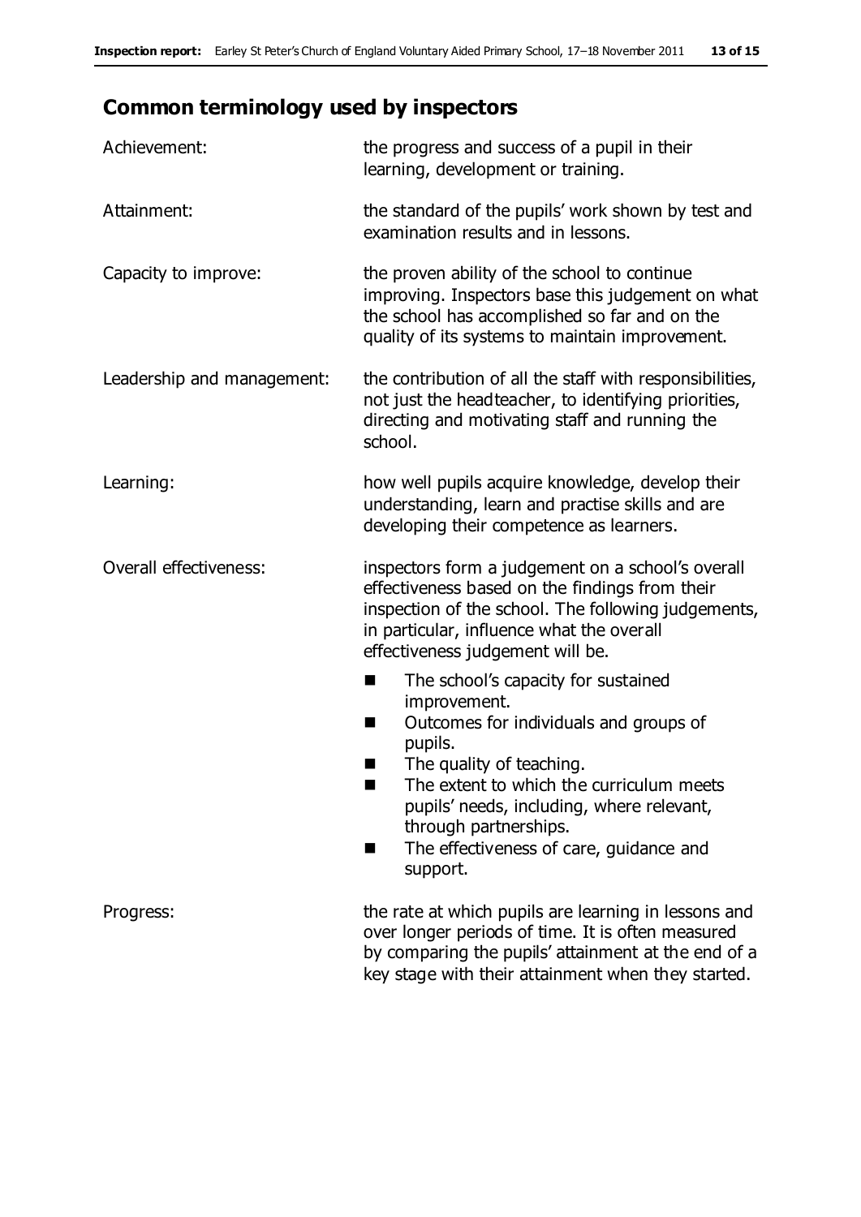## Common terminology used by inspectors

| | |
|---|---|
| Achievement: | the progress and success of a pupil in their learning, development or training. |
| Attainment: | the standard of the pupils' work shown by test and examination results and in lessons. |
| Capacity to improve: | the proven ability of the school to continue improving. Inspectors base this judgement on what the school has accomplished so far and on the quality of its systems to maintain improvement. |
| Leadership and management: | the contribution of all the staff with responsibilities, not just the headteacher, to identifying priorities, directing and motivating staff and running the school. |
| Learning: | how well pupils acquire knowledge, develop their understanding, learn and practise skills and are developing their competence as learners. |
| Overall effectiveness: | inspectors form a judgement on a school's overall effectiveness based on the findings from their inspection of the school. The following judgements, in particular, influence what the overall effectiveness judgement will be.<br>■ The school's capacity for sustained improvement.<br>■ Outcomes for individuals and groups of pupils.<br>■ The quality of teaching.<br>■ The extent to which the curriculum meets pupils' needs, including, where relevant, through partnerships.<br>■ The effectiveness of care, guidance and support. |
| Progress: | the rate at which pupils are learning in lessons and over longer periods of time. It is often measured by comparing the pupils' attainment at the end of a key stage with their attainment when they started. |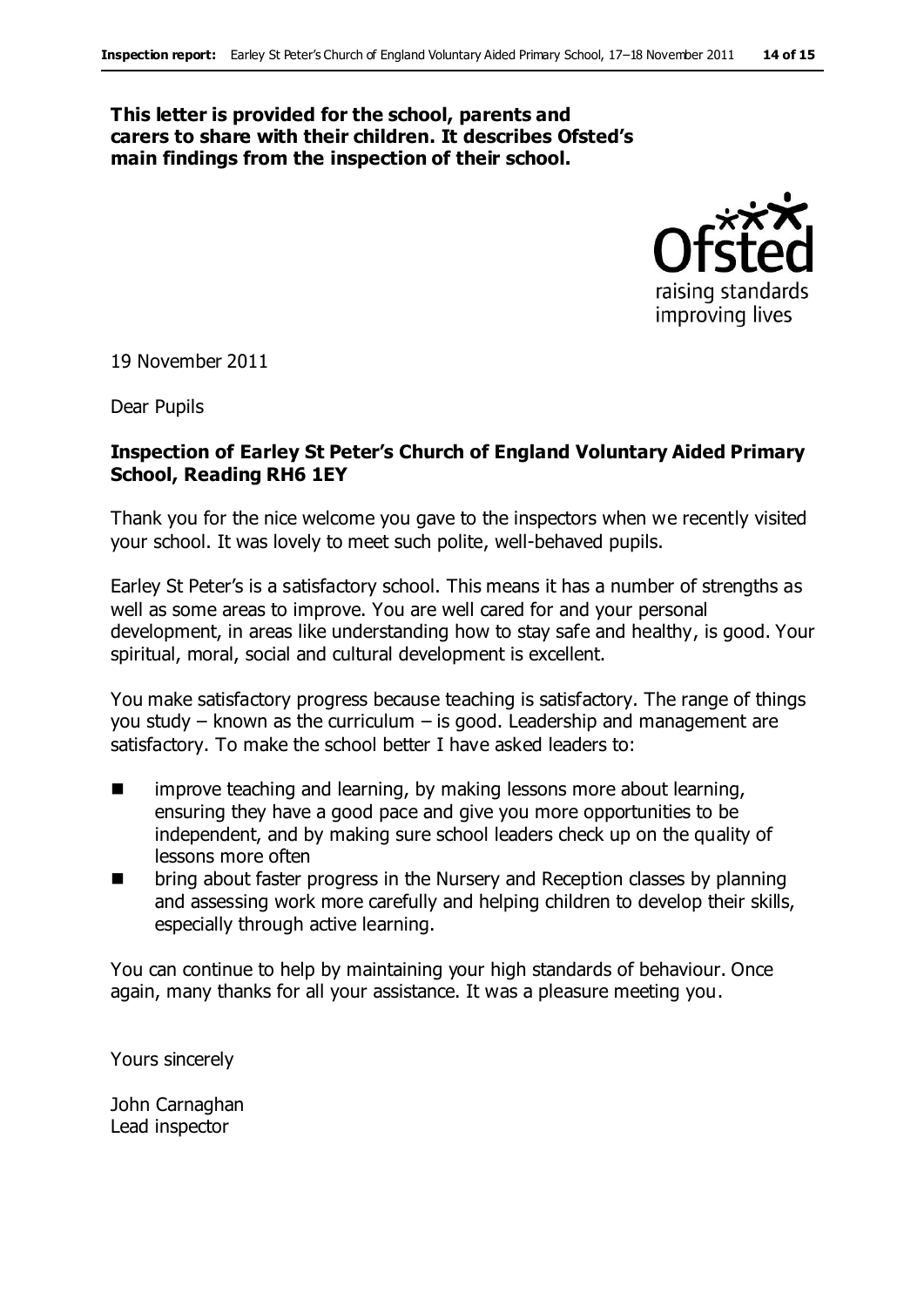**This letter is provided for the school, parents and carers to share with their children. It describes Ofsted's main findings from the inspection of their school.**

19 November 2011

Dear Pupils

**Inspection of Earley St Peter's Church of England Voluntary Aided Primary School, Reading RH6 1EY**

Thank you for the nice welcome you gave to the inspectors when we recently visited your school. It was lovely to meet such polite, well-behaved pupils.

Earley St Peter's is a satisfactory school. This means it has a number of strengths as well as some areas to improve. You are well cared for and your personal development, in areas like understanding how to stay safe and healthy, is good. Your spiritual, moral, social and cultural development is excellent.

You make satisfactory progress because teaching is satisfactory. The range of things you study – known as the curriculum – is good. Leadership and management are satisfactory. To make the school better I have asked leaders to:

- improve teaching and learning, by making lessons more about learning, ensuring they have a good pace and give you more opportunities to be independent, and by making sure school leaders check up on the quality of lessons more often
- bring about faster progress in the Nursery and Reception classes by planning and assessing work more carefully and helping children to develop their skills, especially through active learning.

You can continue to help by maintaining your high standards of behaviour. Once again, many thanks for all your assistance. It was a pleasure meeting you.

Yours sincerely

John Carnaghan
Lead inspector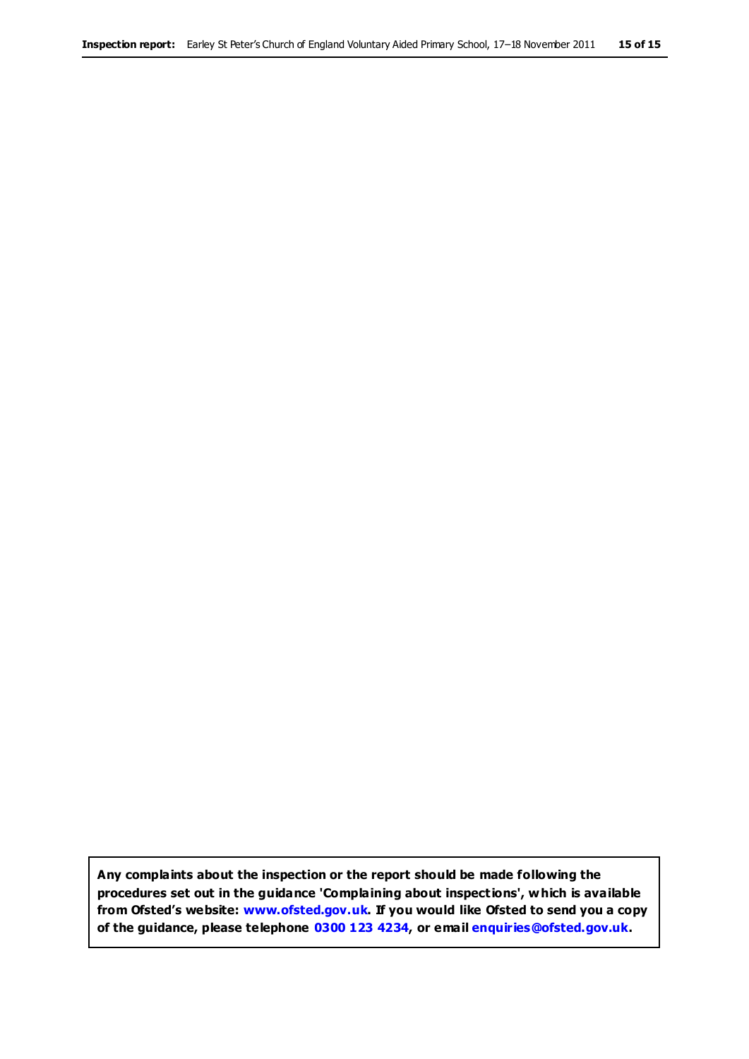**Any complaints about the inspection or the report should be made following the procedures set out in the guidance 'Complaining about inspections', which is available from Ofsted's website: www.ofsted.gov.uk. If you would like Ofsted to send you a copy of the guidance, please telephone 0300 123 4234, or email enquiries@ofsted.gov.uk.**